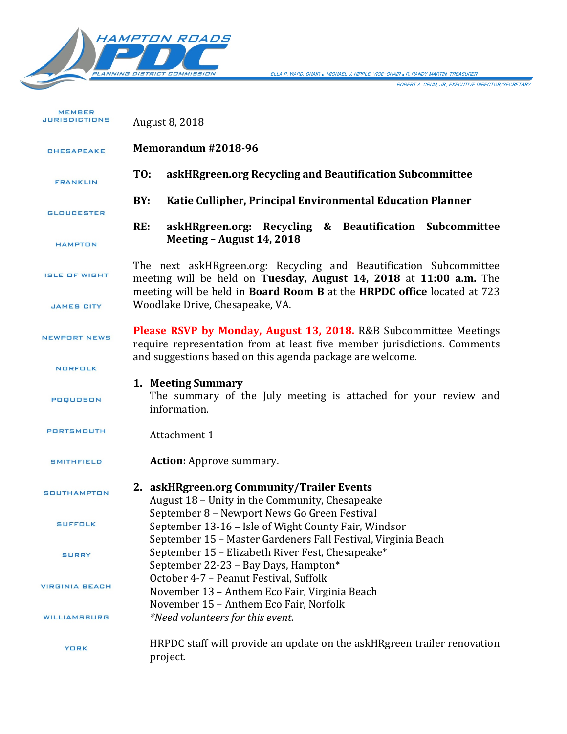HAMPTON ROADS PDC
PLANNING DISTRICT COMMISSION

ELLA P. WARD, CHAIR • MICHAEL J. HIPPLE, VICE-CHAIR • R. RANDY MARTIN, TREASURER
ROBERT A. CRUM, JR., EXECUTIVE DIRECTOR/SECRETARY

MEMBER JURISDICTIONS: CHESAPEAKE, FRANKLIN, GLOUCESTER, HAMPTON, ISLE OF WIGHT, JAMES CITY, NEWPORT NEWS, NORFOLK, POQUOSON, PORTSMOUTH, SMITHFIELD, SOUTHAMPTON, SUFFOLK, SURRY, VIRGINIA BEACH, WILLIAMSBURG, YORK

August 8, 2018

**Memorandum #2018-96**

**TO:** **askHRgreen.org Recycling and Beautification Subcommittee**

**BY:** **Katie Cullipher, Principal Environmental Education Planner**

**RE:** **askHRgreen.org: Recycling & Beautification Subcommittee Meeting – August 14, 2018**

The next askHRgreen.org: Recycling and Beautification Subcommittee meeting will be held on **Tuesday, August 14, 2018** at **11:00 a.m.** The meeting will be held in **Board Room B** at the **HRPDC office** located at 723 Woodlake Drive, Chesapeake, VA.

**Please RSVP by Monday, August 13, 2018.** R&B Subcommittee Meetings require representation from at least five member jurisdictions. Comments and suggestions based on this agenda package are welcome.

1. **Meeting Summary**
   The summary of the July meeting is attached for your review and information.

   Attachment 1

   **Action:** Approve summary.

2. **askHRgreen.org Community/Trailer Events**
   August 18 – Unity in the Community, Chesapeake
   September 8 – Newport News Go Green Festival
   September 13-16 – Isle of Wight County Fair, Windsor
   September 15 – Master Gardeners Fall Festival, Virginia Beach
   September 15 – Elizabeth River Fest, Chesapeake*
   September 22-23 – Bay Days, Hampton*
   October 4-7 – Peanut Festival, Suffolk
   November 13 – Anthem Eco Fair, Virginia Beach
   November 15 – Anthem Eco Fair, Norfolk
   *\*Need volunteers for this event.*

   HRPDC staff will provide an update on the askHRgreen trailer renovation project.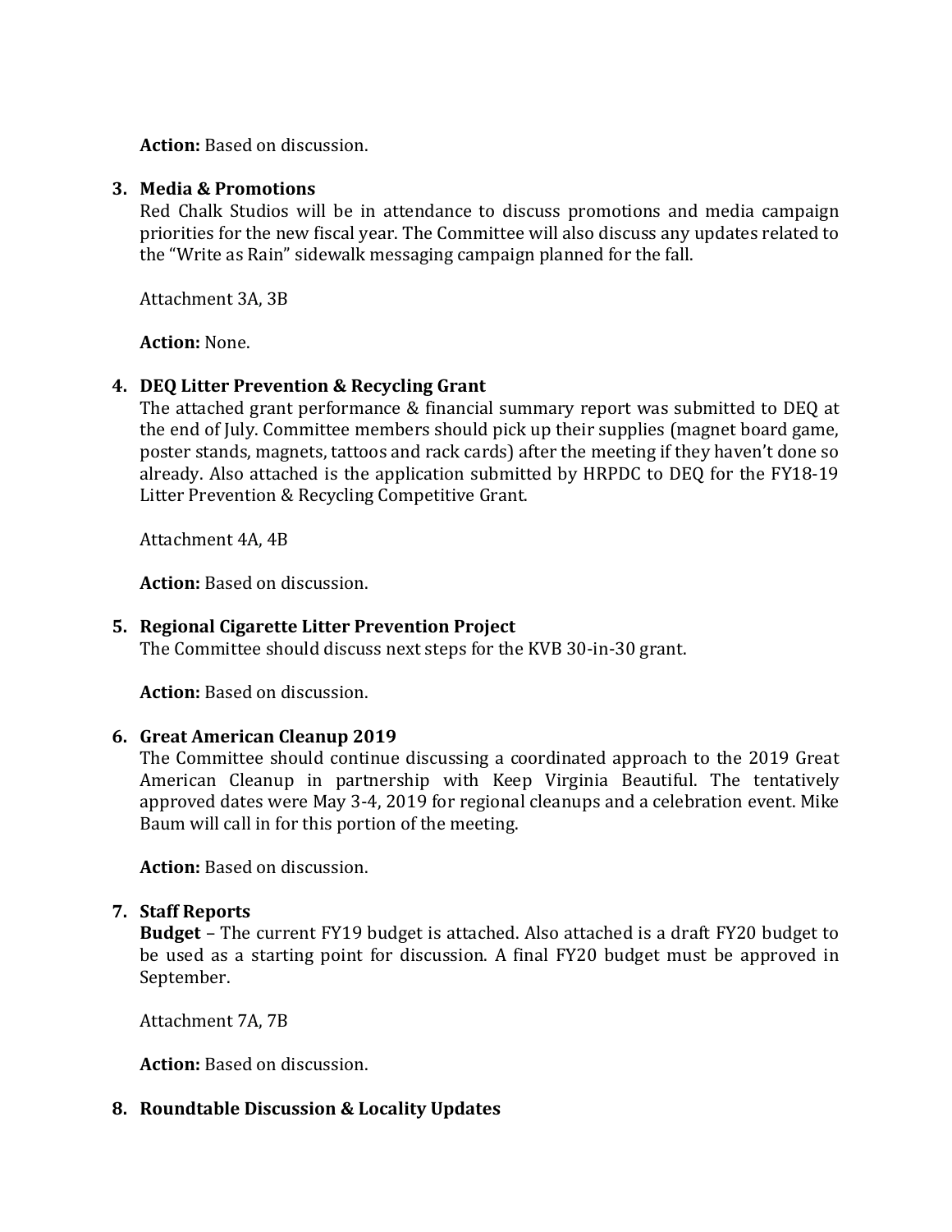**Action:** Based on discussion.

3. **Media & Promotions**

   Red Chalk Studios will be in attendance to discuss promotions and media campaign priorities for the new fiscal year. The Committee will also discuss any updates related to the "Write as Rain" sidewalk messaging campaign planned for the fall.

   Attachment 3A, 3B

   **Action:** None.

4. **DEQ Litter Prevention & Recycling Grant**

   The attached grant performance & financial summary report was submitted to DEQ at the end of July. Committee members should pick up their supplies (magnet board game, poster stands, magnets, tattoos and rack cards) after the meeting if they haven't done so already. Also attached is the application submitted by HRPDC to DEQ for the FY18-19 Litter Prevention & Recycling Competitive Grant.

   Attachment 4A, 4B

   **Action:** Based on discussion.

5. **Regional Cigarette Litter Prevention Project**

   The Committee should discuss next steps for the KVB 30-in-30 grant.

   **Action:** Based on discussion.

6. **Great American Cleanup 2019**

   The Committee should continue discussing a coordinated approach to the 2019 Great American Cleanup in partnership with Keep Virginia Beautiful. The tentatively approved dates were May 3-4, 2019 for regional cleanups and a celebration event. Mike Baum will call in for this portion of the meeting.

   **Action:** Based on discussion.

7. **Staff Reports**

   **Budget** – The current FY19 budget is attached. Also attached is a draft FY20 budget to be used as a starting point for discussion. A final FY20 budget must be approved in September.

   Attachment 7A, 7B

   **Action:** Based on discussion.

8. **Roundtable Discussion & Locality Updates**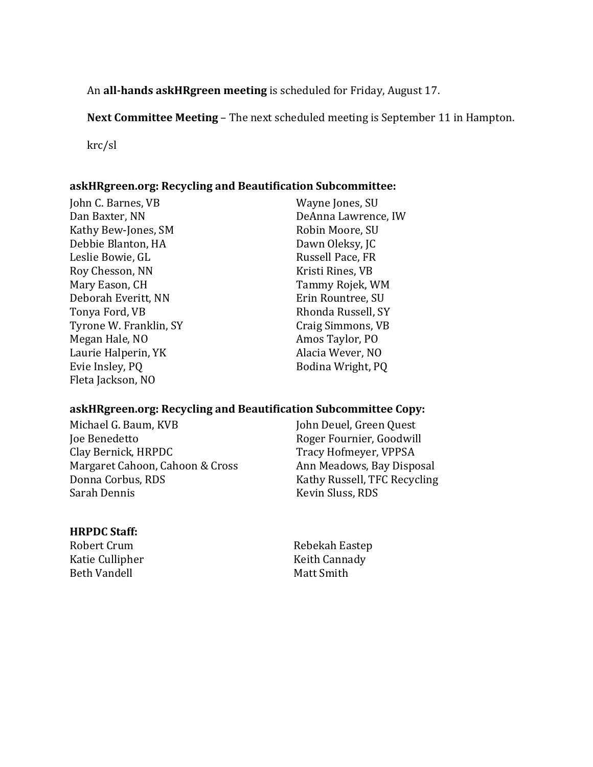An **all-hands askHRgreen meeting** is scheduled for Friday, August 17.

**Next Committee Meeting** – The next scheduled meeting is September 11 in Hampton.

krc/sl

**askHRgreen.org: Recycling and Beautification Subcommittee:**

John C. Barnes, VB
Dan Baxter, NN
Kathy Bew-Jones, SM
Debbie Blanton, HA
Leslie Bowie, GL
Roy Chesson, NN
Mary Eason, CH
Deborah Everitt, NN
Tonya Ford, VB
Tyrone W. Franklin, SY
Megan Hale, NO
Laurie Halperin, YK
Evie Insley, PQ
Fleta Jackson, NO
Wayne Jones, SU
DeAnna Lawrence, IW
Robin Moore, SU
Dawn Oleksy, JC
Russell Pace, FR
Kristi Rines, VB
Tammy Rojek, WM
Erin Rountree, SU
Rhonda Russell, SY
Craig Simmons, VB
Amos Taylor, PO
Alacia Wever, NO
Bodina Wright, PQ

**askHRgreen.org: Recycling and Beautification Subcommittee Copy:**

Michael G. Baum, KVB
Joe Benedetto
Clay Bernick, HRPDC
Margaret Cahoon, Cahoon & Cross
Donna Corbus, RDS
Sarah Dennis
John Deuel, Green Quest
Roger Fournier, Goodwill
Tracy Hofmeyer, VPPSA
Ann Meadows, Bay Disposal
Kathy Russell, TFC Recycling
Kevin Sluss, RDS

**HRPDC Staff:**

Robert Crum
Katie Cullipher
Beth Vandell
Rebekah Eastep
Keith Cannady
Matt Smith